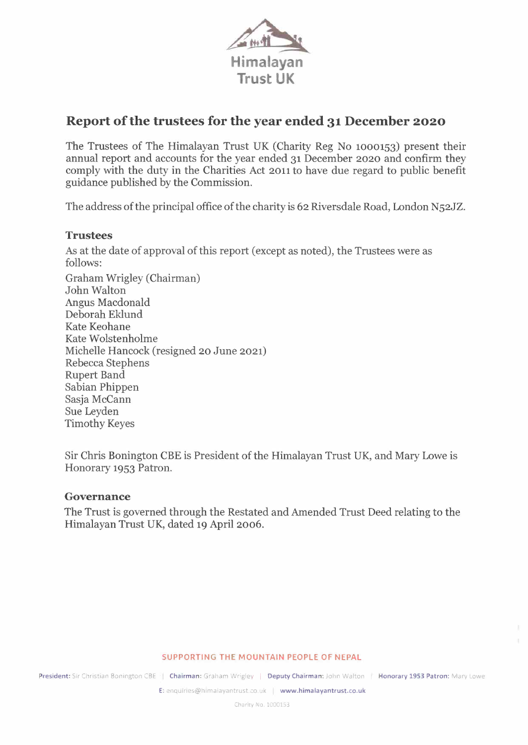Himalayan Trust UK

# Report of the trustees for the year ended 31 December 2020

The Trustees of The Himalayan Trust UK (Charity Reg No 1000153) present their annual report and accounts for the year ended 31 December 2020 and confirm they comply with the duty in the Charities Act 2011 to have due regard to public benefit guidance published by the Commission.

The address of the principal office of the charity is 62 Riversdale Road, London N52JZ.

## Trustees

As at the date of approval of this report (except as noted), the Trustees were as follows:

Graham Wrigley (Chairman)
John Walton
Angus Macdonald
Deborah Eklund
Kate Keohane
Kate Wolstenholme
Michelle Hancock (resigned 20 June 2021)
Rebecca Stephens
Rupert Band
Sabian Phippen
Sasja McCann
Sue Leyden
Timothy Keyes

Sir Chris Bonington CBE is President of the Himalayan Trust UK, and Mary Lowe is Honorary 1953 Patron.

## Governance

The Trust is governed through the Restated and Amended Trust Deed relating to the Himalayan Trust UK, dated 19 April 2006.

SUPPORTING THE MOUNTAIN PEOPLE OF NEPAL

**President:** Sir Christian Bonington CBE | **Chairman:** Graham Wrigley | **Deputy Chairman:** John Walton | **Honorary 1953 Patron:** Mary Lowe

**E:** enquiries@himalayantrust.co.uk | **www.himalayantrust.co.uk**

Charity No. 1000153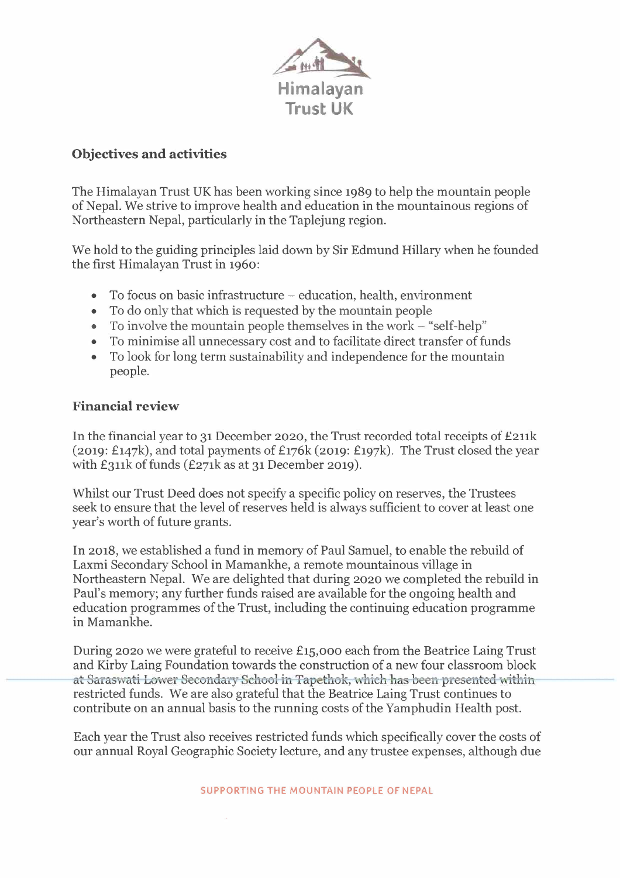## Objectives and activities

The Himalayan Trust UK has been working since 1989 to help the mountain people of Nepal. We strive to improve health and education in the mountainous regions of Northeastern Nepal, particularly in the Taplejung region.

We hold to the guiding principles laid down by Sir Edmund Hillary when he founded the first Himalayan Trust in 1960:

- To focus on basic infrastructure – education, health, environment
- To do only that which is requested by the mountain people
- To involve the mountain people themselves in the work – "self-help"
- To minimise all unnecessary cost and to facilitate direct transfer of funds
- To look for long term sustainability and independence for the mountain people.

## Financial review

In the financial year to 31 December 2020, the Trust recorded total receipts of £211k (2019: £147k), and total payments of £176k (2019: £197k). The Trust closed the year with £311k of funds (£271k as at 31 December 2019).

Whilst our Trust Deed does not specify a specific policy on reserves, the Trustees seek to ensure that the level of reserves held is always sufficient to cover at least one year's worth of future grants.

In 2018, we established a fund in memory of Paul Samuel, to enable the rebuild of Laxmi Secondary School in Mamankhe, a remote mountainous village in Northeastern Nepal. We are delighted that during 2020 we completed the rebuild in Paul's memory; any further funds raised are available for the ongoing health and education programmes of the Trust, including the continuing education programme in Mamankhe.

During 2020 we were grateful to receive £15,000 each from the Beatrice Laing Trust and Kirby Laing Foundation towards the construction of a new four classroom block at Saraswati Lower Secondary School in Tapethok, which has been presented within restricted funds. We are also grateful that the Beatrice Laing Trust continues to contribute on an annual basis to the running costs of the Yamphudin Health post.

Each year the Trust also receives restricted funds which specifically cover the costs of our annual Royal Geographic Society lecture, and any trustee expenses, although due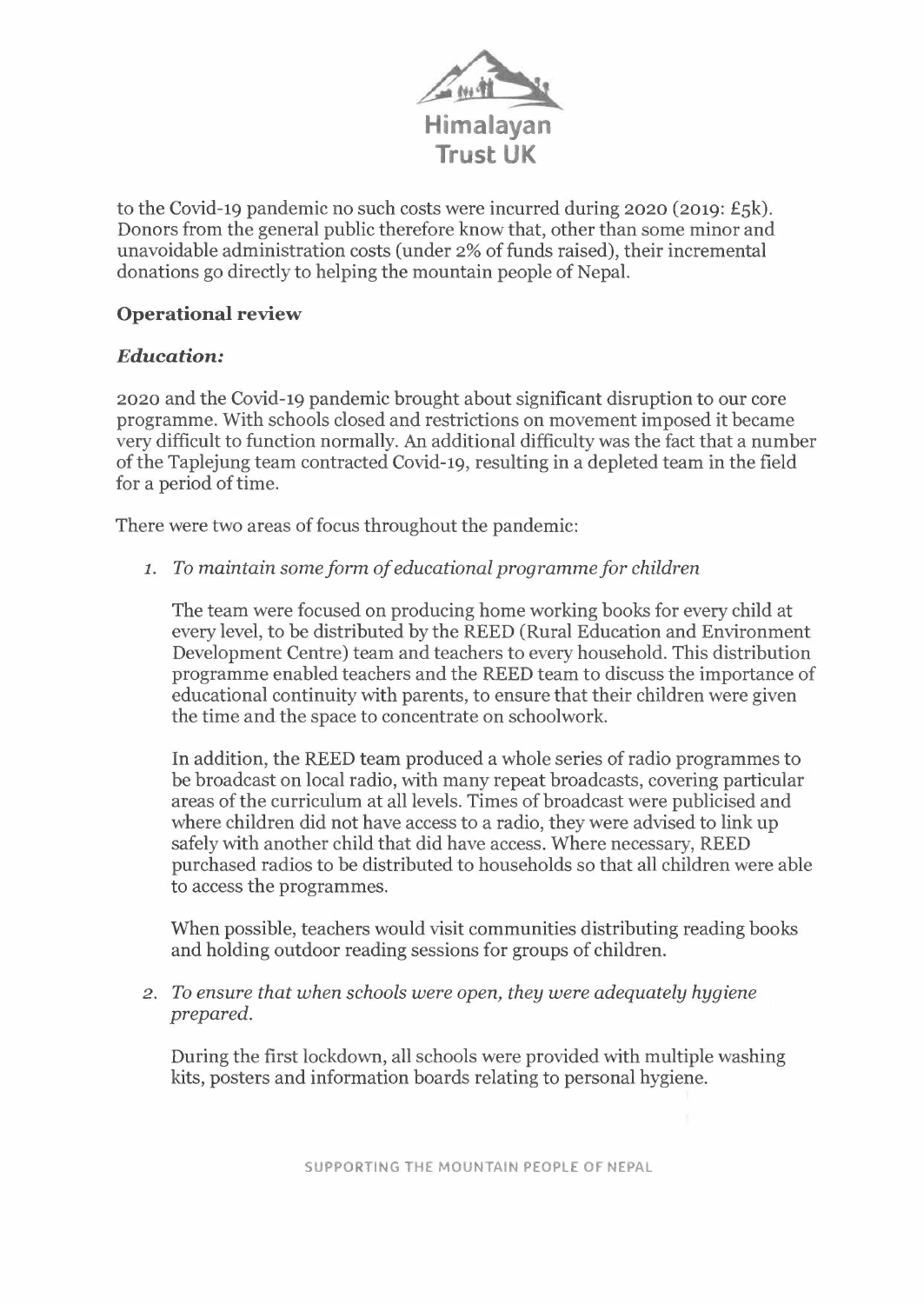to the Covid-19 pandemic no such costs were incurred during 2020 (2019: £5k). Donors from the general public therefore know that, other than some minor and unavoidable administration costs (under 2% of funds raised), their incremental donations go directly to helping the mountain people of Nepal.

## Operational review

### *Education:*

2020 and the Covid-19 pandemic brought about significant disruption to our core programme. With schools closed and restrictions on movement imposed it became very difficult to function normally. An additional difficulty was the fact that a number of the Taplejung team contracted Covid-19, resulting in a depleted team in the field for a period of time.

There were two areas of focus throughout the pandemic:

1. *To maintain some form of educational programme for children*

   The team were focused on producing home working books for every child at every level, to be distributed by the REED (Rural Education and Environment Development Centre) team and teachers to every household. This distribution programme enabled teachers and the REED team to discuss the importance of educational continuity with parents, to ensure that their children were given the time and the space to concentrate on schoolwork.

   In addition, the REED team produced a whole series of radio programmes to be broadcast on local radio, with many repeat broadcasts, covering particular areas of the curriculum at all levels. Times of broadcast were publicised and where children did not have access to a radio, they were advised to link up safely with another child that did have access. Where necessary, REED purchased radios to be distributed to households so that all children were able to access the programmes.

   When possible, teachers would visit communities distributing reading books and holding outdoor reading sessions for groups of children.

2. *To ensure that when schools were open, they were adequately hygiene prepared.*

   During the first lockdown, all schools were provided with multiple washing kits, posters and information boards relating to personal hygiene.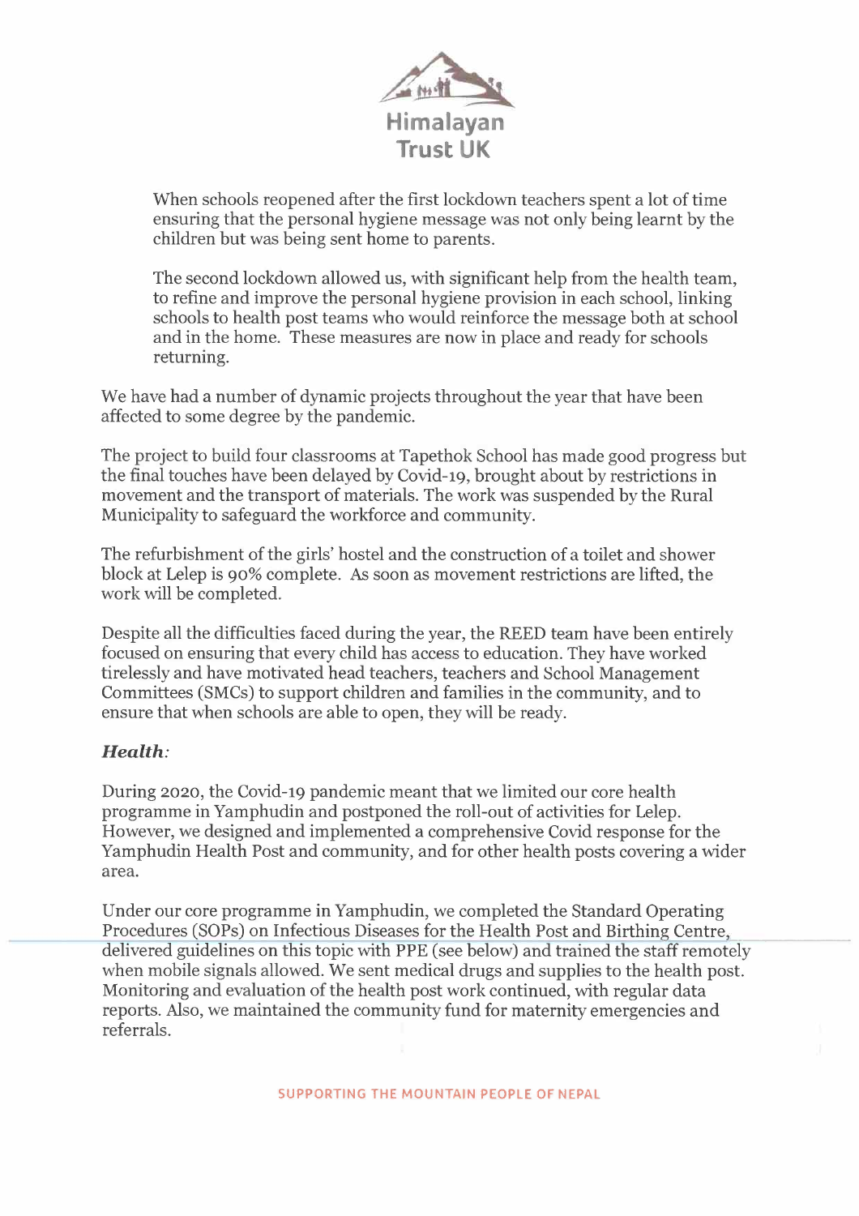When schools reopened after the first lockdown teachers spent a lot of time ensuring that the personal hygiene message was not only being learnt by the children but was being sent home to parents.

The second lockdown allowed us, with significant help from the health team, to refine and improve the personal hygiene provision in each school, linking schools to health post teams who would reinforce the message both at school and in the home. These measures are now in place and ready for schools returning.

We have had a number of dynamic projects throughout the year that have been affected to some degree by the pandemic.

The project to build four classrooms at Tapethok School has made good progress but the final touches have been delayed by Covid-19, brought about by restrictions in movement and the transport of materials. The work was suspended by the Rural Municipality to safeguard the workforce and community.

The refurbishment of the girls' hostel and the construction of a toilet and shower block at Lelep is 90% complete. As soon as movement restrictions are lifted, the work will be completed.

Despite all the difficulties faced during the year, the REED team have been entirely focused on ensuring that every child has access to education. They have worked tirelessly and have motivated head teachers, teachers and School Management Committees (SMCs) to support children and families in the community, and to ensure that when schools are able to open, they will be ready.

***Health:***

During 2020, the Covid-19 pandemic meant that we limited our core health programme in Yamphudin and postponed the roll-out of activities for Lelep. However, we designed and implemented a comprehensive Covid response for the Yamphudin Health Post and community, and for other health posts covering a wider area.

Under our core programme in Yamphudin, we completed the Standard Operating Procedures (SOPs) on Infectious Diseases for the Health Post and Birthing Centre, delivered guidelines on this topic with PPE (see below) and trained the staff remotely when mobile signals allowed. We sent medical drugs and supplies to the health post. Monitoring and evaluation of the health post work continued, with regular data reports. Also, we maintained the community fund for maternity emergencies and referrals.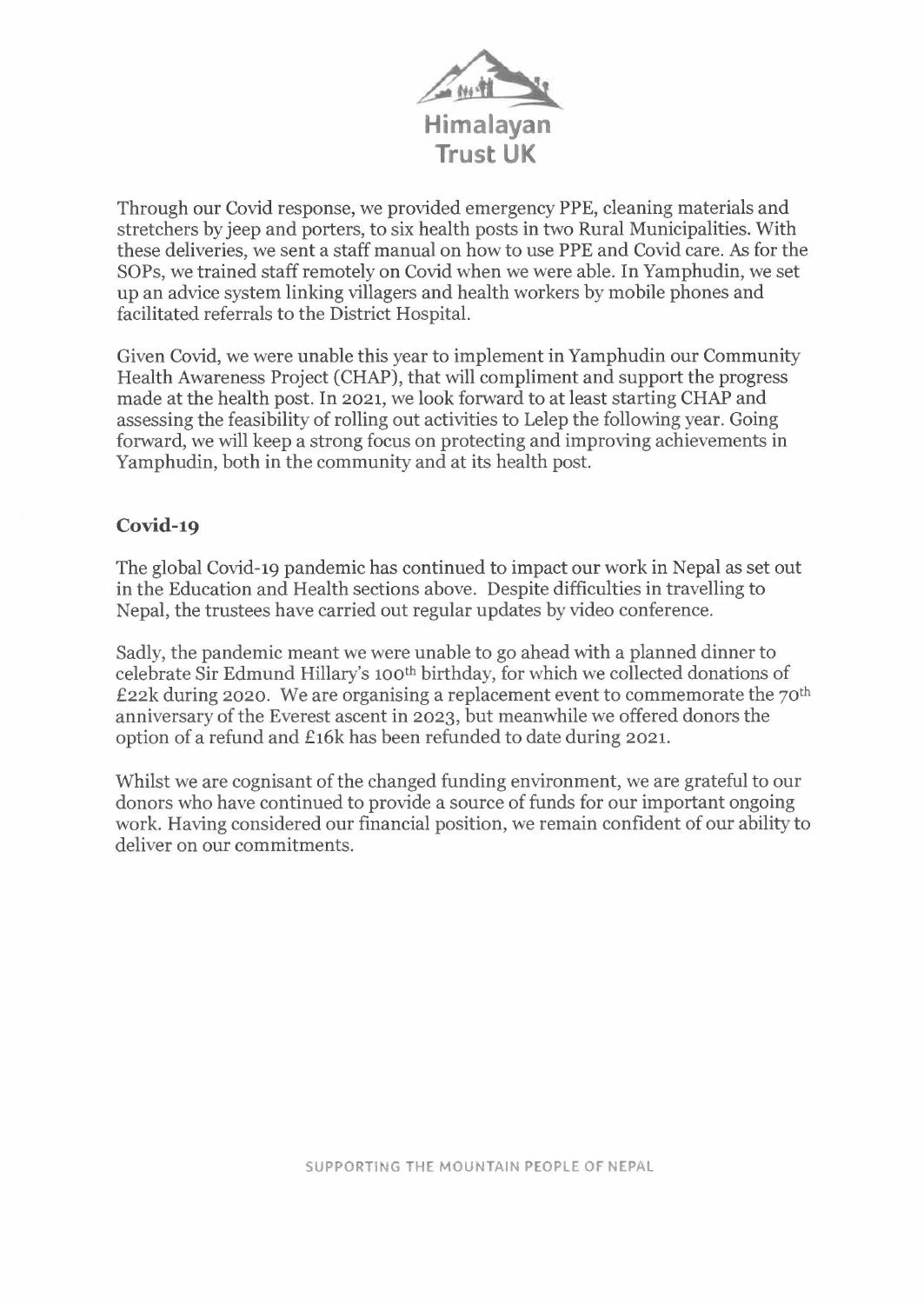Through our Covid response, we provided emergency PPE, cleaning materials and stretchers by jeep and porters, to six health posts in two Rural Municipalities. With these deliveries, we sent a staff manual on how to use PPE and Covid care. As for the SOPs, we trained staff remotely on Covid when we were able. In Yamphudin, we set up an advice system linking villagers and health workers by mobile phones and facilitated referrals to the District Hospital.

Given Covid, we were unable this year to implement in Yamphudin our Community Health Awareness Project (CHAP), that will compliment and support the progress made at the health post. In 2021, we look forward to at least starting CHAP and assessing the feasibility of rolling out activities to Lelep the following year. Going forward, we will keep a strong focus on protecting and improving achievements in Yamphudin, both in the community and at its health post.

## Covid-19

The global Covid-19 pandemic has continued to impact our work in Nepal as set out in the Education and Health sections above. Despite difficulties in travelling to Nepal, the trustees have carried out regular updates by video conference.

Sadly, the pandemic meant we were unable to go ahead with a planned dinner to celebrate Sir Edmund Hillary's 100th birthday, for which we collected donations of £22k during 2020. We are organising a replacement event to commemorate the 70th anniversary of the Everest ascent in 2023, but meanwhile we offered donors the option of a refund and £16k has been refunded to date during 2021.

Whilst we are cognisant of the changed funding environment, we are grateful to our donors who have continued to provide a source of funds for our important ongoing work. Having considered our financial position, we remain confident of our ability to deliver on our commitments.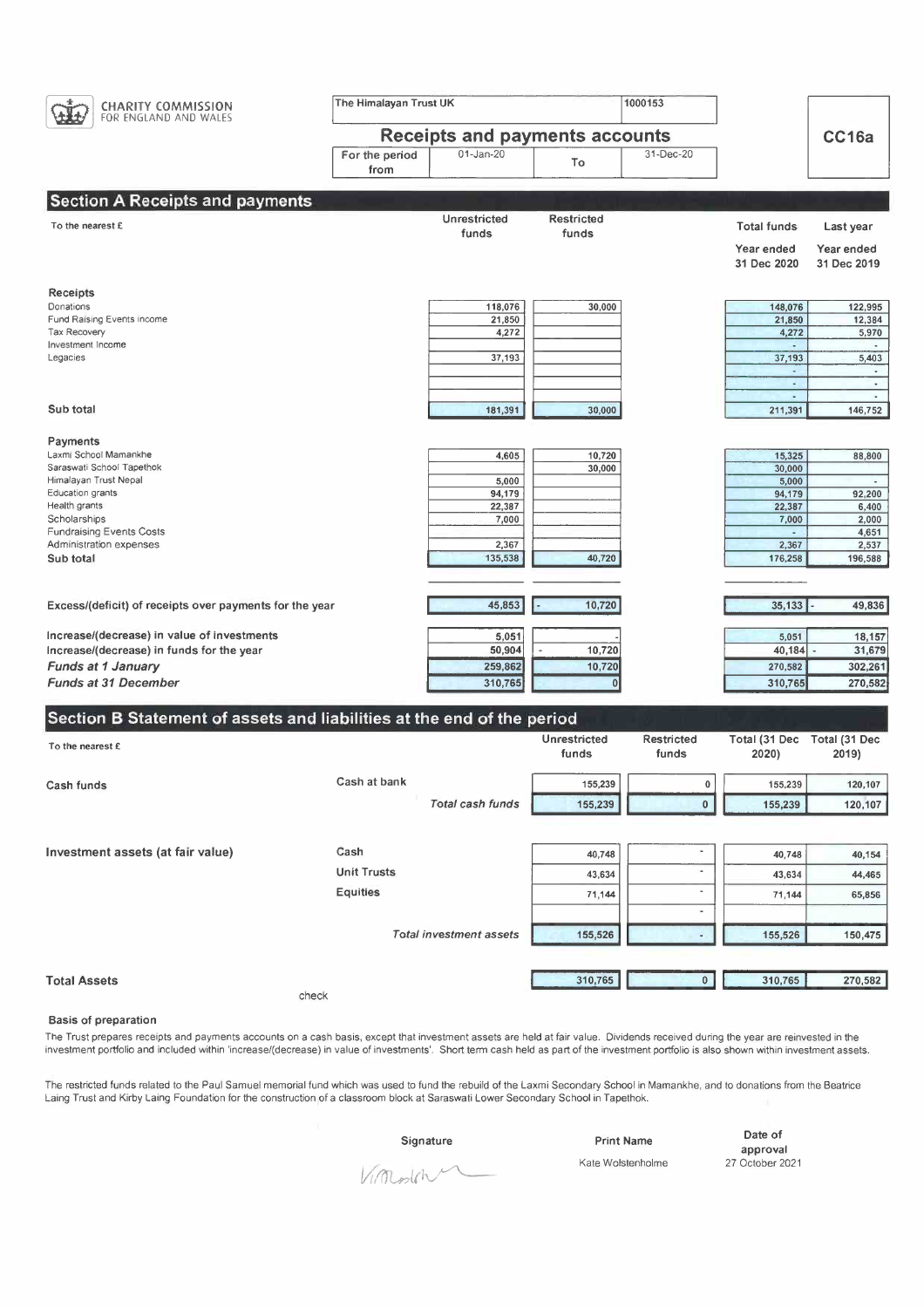CHARITY COMMISSION FOR ENGLAND AND WALES

| The Himalayan Trust UK | 1000153 |
|---|---|

# Receipts and payments accounts

**CC16a**

| For the period from | 01-Jan-20 | To | 31-Dec-20 |
|---|---|---|---|

## Section A Receipts and payments

| To the nearest £ | Unrestricted funds | Restricted funds | Total funds Year ended 31 Dec 2020 | Last year Year ended 31 Dec 2019 |
|---|---|---|---|---|
| **Receipts** | | | | |
| Donations | 118,076 | 30,000 | 148,076 | 122,995 |
| Fund Raising Events income | 21,850 | | 21,850 | 12,384 |
| Tax Recovery | 4,272 | | 4,272 | 5,970 |
| Investment Income | | | - | - |
| Legacies | 37,193 | | 37,193 | 5,403 |
| | | | - | - |
| | | | - | - |
| | | | - | - |
| **Sub total** | 181,391 | 30,000 | 211,391 | 146,752 |
| **Payments** | | | | |
| Laxmi School Mamankhe | 4,605 | 10,720 | 15,325 | 88,800 |
| Saraswati School Tapethok | | 30,000 | 30,000 | |
| Himalayan Trust Nepal | 5,000 | | 5,000 | - |
| Education grants | 94,179 | | 94,179 | 92,200 |
| Health grants | 22,387 | | 22,387 | 6,400 |
| Scholarships | 7,000 | | 7,000 | 2,000 |
| Fundraising Events Costs | | | - | 4,651 |
| Administration expenses | 2,367 | | 2,367 | 2,537 |
| **Sub total** | 135,538 | 40,720 | 176,258 | 196,588 |
| **Excess/(deficit) of receipts over payments for the year** | 45,853 | - 10,720 | 35,133 | - 49,836 |
| **Increase/(decrease) in value of investments** | 5,051 | - | 5,051 | 18,157 |
| **Increase/(decrease) in funds for the year** | 50,904 | - 10,720 | 40,184 | - 31,679 |
| ***Funds at 1 January*** | 259,862 | 10,720 | 270,582 | 302,261 |
| ***Funds at 31 December*** | 310,765 | 0 | 310,765 | 270,582 |

## Section B Statement of assets and liabilities at the end of the period

| To the nearest £ | | Unrestricted funds | Restricted funds | Total (31 Dec 2020) | Total (31 Dec 2019) |
|---|---|---|---|---|---|
| **Cash funds** | Cash at bank | 155,239 | 0 | 155,239 | 120,107 |
| | *Total cash funds* | 155,239 | 0 | 155,239 | 120,107 |
| **Investment assets (at fair value)** | Cash | 40,748 | - | 40,748 | 40,154 |
| | Unit Trusts | 43,634 | - | 43,634 | 44,465 |
| | Equities | 71,144 | - | 71,144 | 65,856 |
| | | | - | | |
| | *Total investment assets* | 155,526 | - | 155,526 | 150,475 |
| **Total Assets** | | 310,765 | 0 | 310,765 | 270,582 |

check

**Basis of preparation**

The Trust prepares receipts and payments accounts on a cash basis, except that investment assets are held at fair value. Dividends received during the year are reinvested in the investment portfolio and included within 'increase/(decrease) in value of investments'. Short term cash held as part of the investment portfolio is also shown within investment assets.

The restricted funds related to the Paul Samuel memorial fund which was used to fund the rebuild of the Laxmi Secondary School in Mamankhe, and to donations from the Beatrice Laing Trust and Kirby Laing Foundation for the construction of a classroom block at Saraswati Lower Secondary School in Tapethok.

| Signature | Print Name | Date of approval |
|---|---|---|
| [signature] | Kate Wolstenholme | 27 October 2021 |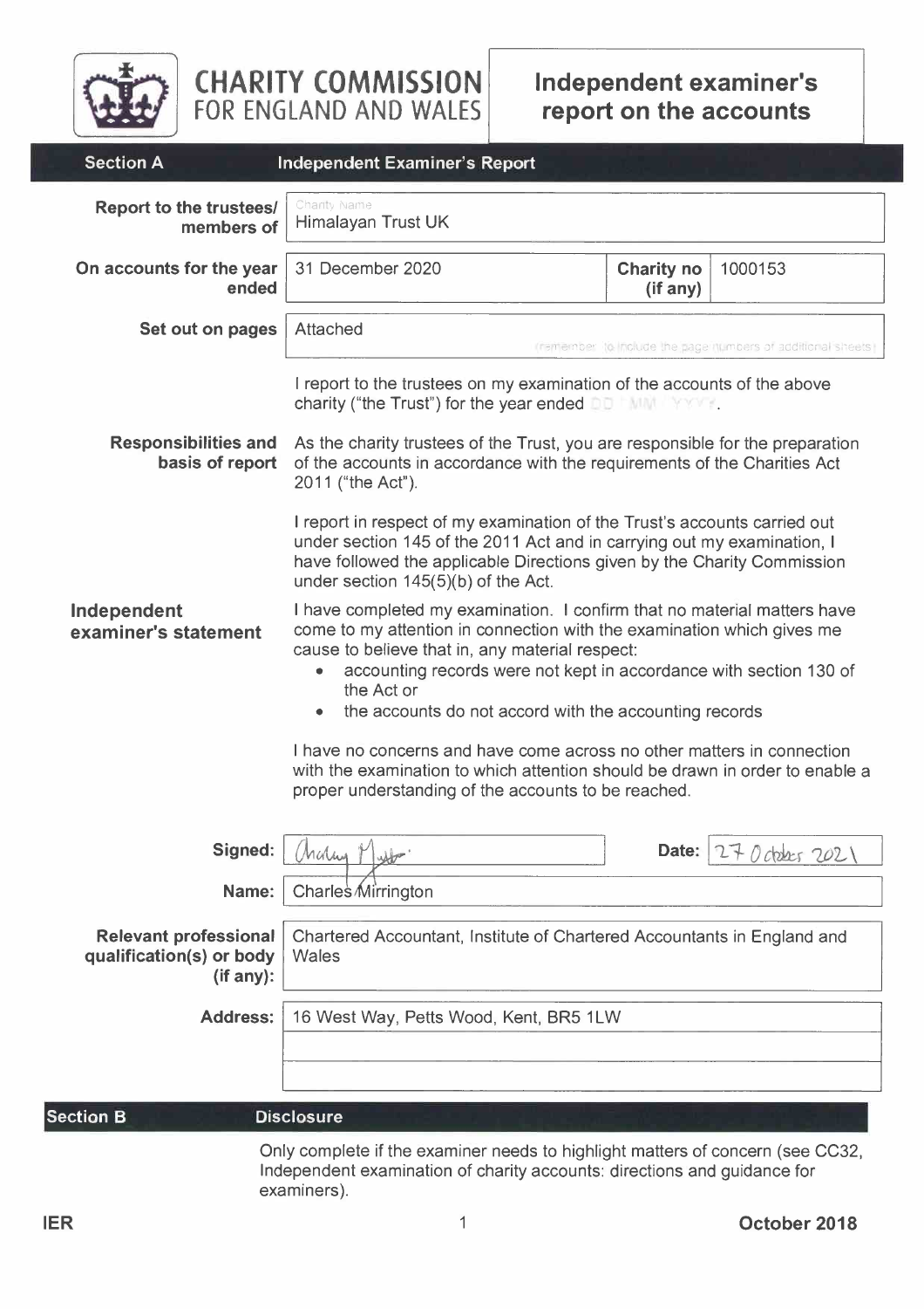# CHARITY COMMISSION FOR ENGLAND AND WALES

## Independent examiner's report on the accounts

## Section A — Independent Examiner's Report

**Report to the trustees/ members of:** Himalayan Trust UK

**On accounts for the year ended:** 31 December 2020

**Charity no (if any):** 1000153

**Set out on pages:** Attached

I report to the trustees on my examination of the accounts of the above charity ("the Trust") for the year ended DD / MM / YYYY.

**Responsibilities and basis of report**

As the charity trustees of the Trust, you are responsible for the preparation of the accounts in accordance with the requirements of the Charities Act 2011 ("the Act").

I report in respect of my examination of the Trust's accounts carried out under section 145 of the 2011 Act and in carrying out my examination, I have followed the applicable Directions given by the Charity Commission under section 145(5)(b) of the Act.

**Independent examiner's statement**

I have completed my examination. I confirm that no material matters have come to my attention in connection with the examination which gives me cause to believe that in, any material respect:

- accounting records were not kept in accordance with section 130 of the Act or
- the accounts do not accord with the accounting records

I have no concerns and have come across no other matters in connection with the examination to which attention should be drawn in order to enable a proper understanding of the accounts to be reached.

**Signed:** Charles Mirrington **Date:** 27 October 2021

**Name:** Charles Mirrington

**Relevant professional qualification(s) or body (if any):** Chartered Accountant, Institute of Chartered Accountants in England and Wales

**Address:** 16 West Way, Petts Wood, Kent, BR5 1LW

## Section B — Disclosure

Only complete if the examiner needs to highlight matters of concern (see CC32, Independent examination of charity accounts: directions and guidance for examiners).

IER — October 2018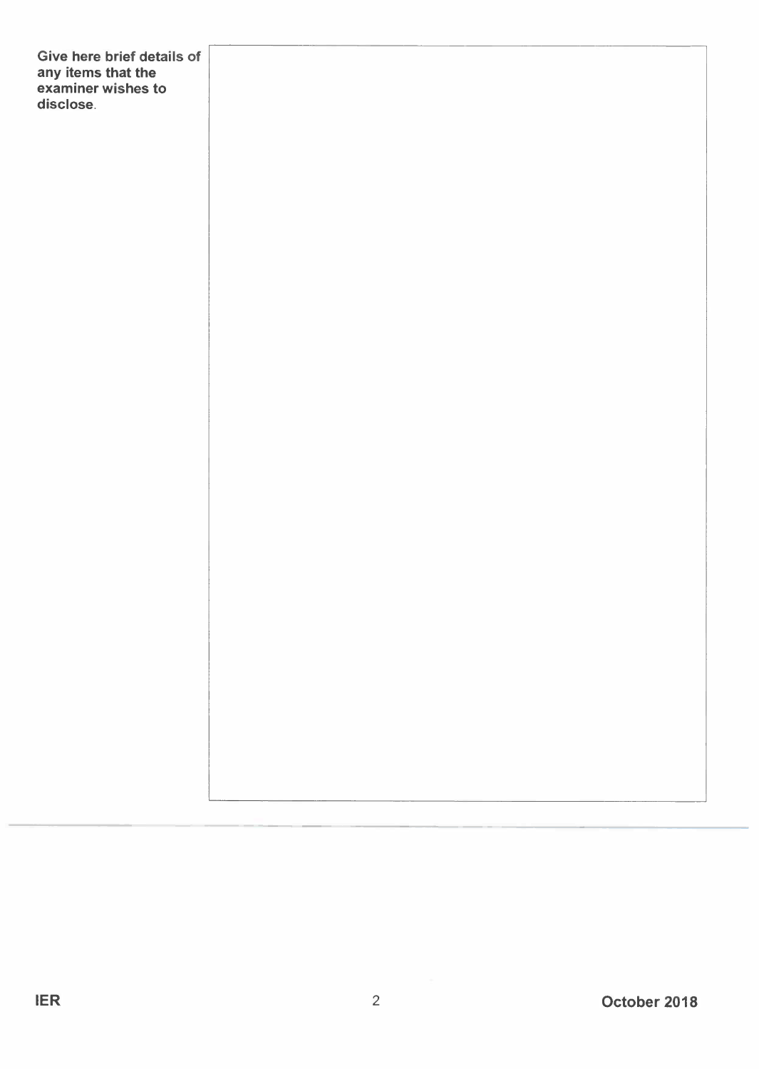**Give here brief details of any items that the examiner wishes to disclose.**

| |
|---|
| |